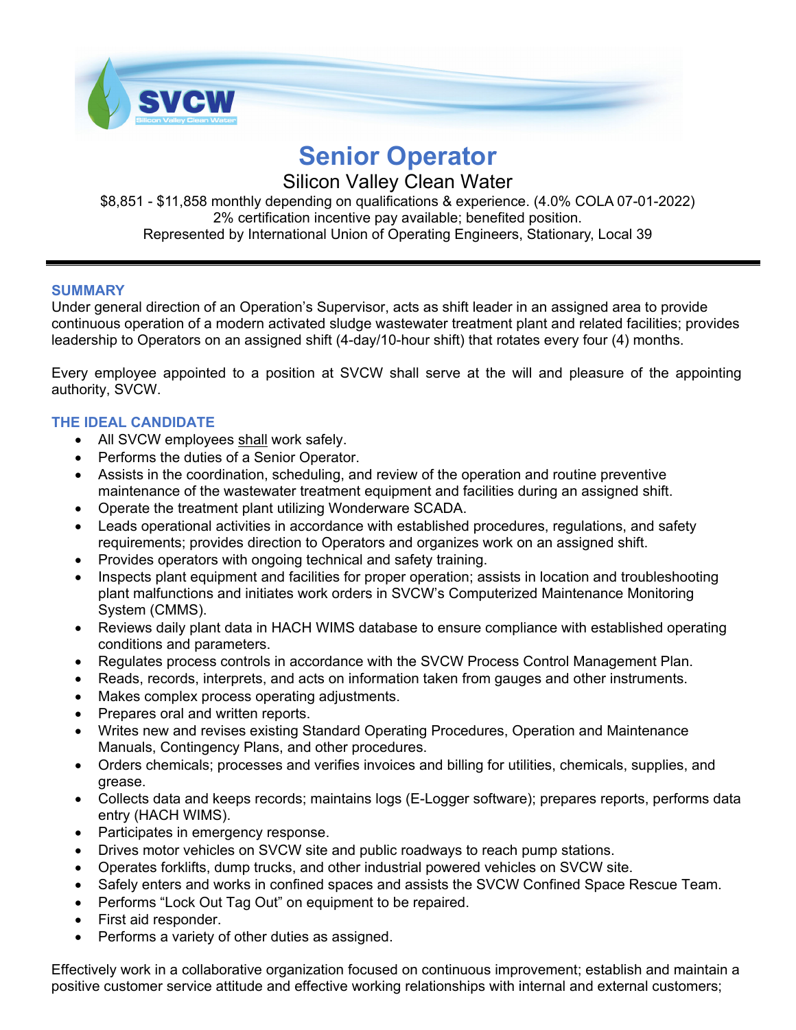# Senior Operator

## Silicon Valley Clean Water

$8,851 - $11,858 monthly depending on qualifications & experience. (4.0% COLA 07-01-2022)
2% certification incentive pay available; benefited position.
Represented by International Union of Operating Engineers, Stationary, Local 39

---

### SUMMARY

Under general direction of an Operation's Supervisor, acts as shift leader in an assigned area to provide continuous operation of a modern activated sludge wastewater treatment plant and related facilities; provides leadership to Operators on an assigned shift (4-day/10-hour shift) that rotates every four (4) months.

Every employee appointed to a position at SVCW shall serve at the will and pleasure of the appointing authority, SVCW.

### THE IDEAL CANDIDATE

- All SVCW employees <u>shall</u> work safely.
- Performs the duties of a Senior Operator.
- Assists in the coordination, scheduling, and review of the operation and routine preventive maintenance of the wastewater treatment equipment and facilities during an assigned shift.
- Operate the treatment plant utilizing Wonderware SCADA.
- Leads operational activities in accordance with established procedures, regulations, and safety requirements; provides direction to Operators and organizes work on an assigned shift.
- Provides operators with ongoing technical and safety training.
- Inspects plant equipment and facilities for proper operation; assists in location and troubleshooting plant malfunctions and initiates work orders in SVCW's Computerized Maintenance Monitoring System (CMMS).
- Reviews daily plant data in HACH WIMS database to ensure compliance with established operating conditions and parameters.
- Regulates process controls in accordance with the SVCW Process Control Management Plan.
- Reads, records, interprets, and acts on information taken from gauges and other instruments.
- Makes complex process operating adjustments.
- Prepares oral and written reports.
- Writes new and revises existing Standard Operating Procedures, Operation and Maintenance Manuals, Contingency Plans, and other procedures.
- Orders chemicals; processes and verifies invoices and billing for utilities, chemicals, supplies, and grease.
- Collects data and keeps records; maintains logs (E-Logger software); prepares reports, performs data entry (HACH WIMS).
- Participates in emergency response.
- Drives motor vehicles on SVCW site and public roadways to reach pump stations.
- Operates forklifts, dump trucks, and other industrial powered vehicles on SVCW site.
- Safely enters and works in confined spaces and assists the SVCW Confined Space Rescue Team.
- Performs "Lock Out Tag Out" on equipment to be repaired.
- First aid responder.
- Performs a variety of other duties as assigned.

Effectively work in a collaborative organization focused on continuous improvement; establish and maintain a positive customer service attitude and effective working relationships with internal and external customers;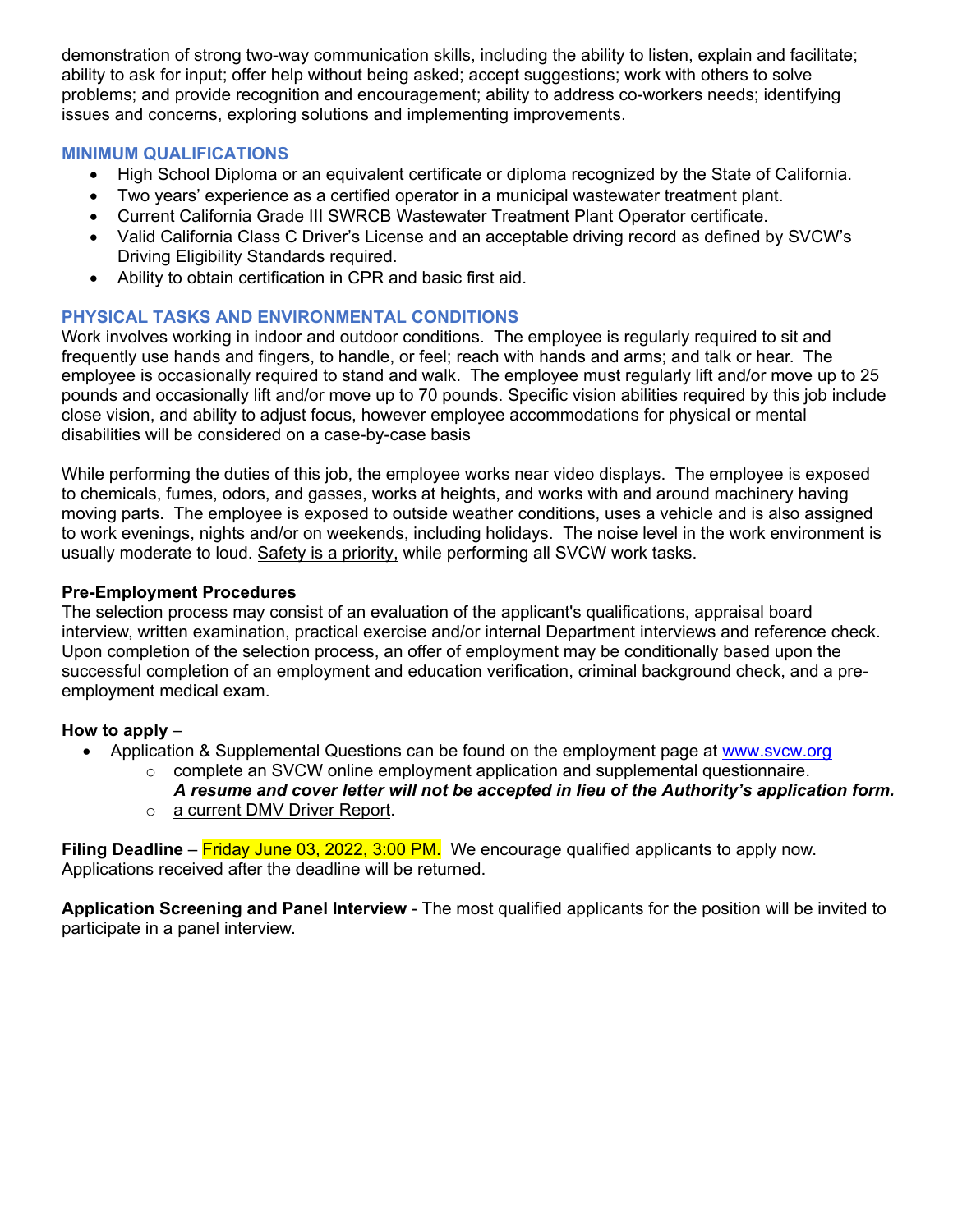demonstration of strong two-way communication skills, including the ability to listen, explain and facilitate; ability to ask for input; offer help without being asked; accept suggestions; work with others to solve problems; and provide recognition and encouragement; ability to address co-workers needs; identifying issues and concerns, exploring solutions and implementing improvements.

## MINIMUM QUALIFICATIONS

- High School Diploma or an equivalent certificate or diploma recognized by the State of California.
- Two years' experience as a certified operator in a municipal wastewater treatment plant.
- Current California Grade III SWRCB Wastewater Treatment Plant Operator certificate.
- Valid California Class C Driver's License and an acceptable driving record as defined by SVCW's Driving Eligibility Standards required.
- Ability to obtain certification in CPR and basic first aid.

## PHYSICAL TASKS AND ENVIRONMENTAL CONDITIONS

Work involves working in indoor and outdoor conditions. The employee is regularly required to sit and frequently use hands and fingers, to handle, or feel; reach with hands and arms; and talk or hear. The employee is occasionally required to stand and walk. The employee must regularly lift and/or move up to 25 pounds and occasionally lift and/or move up to 70 pounds. Specific vision abilities required by this job include close vision, and ability to adjust focus, however employee accommodations for physical or mental disabilities will be considered on a case-by-case basis

While performing the duties of this job, the employee works near video displays. The employee is exposed to chemicals, fumes, odors, and gasses, works at heights, and works with and around machinery having moving parts. The employee is exposed to outside weather conditions, uses a vehicle and is also assigned to work evenings, nights and/or on weekends, including holidays. The noise level in the work environment is usually moderate to loud. Safety is a priority, while performing all SVCW work tasks.

**Pre-Employment Procedures**

The selection process may consist of an evaluation of the applicant's qualifications, appraisal board interview, written examination, practical exercise and/or internal Department interviews and reference check. Upon completion of the selection process, an offer of employment may be conditionally based upon the successful completion of an employment and education verification, criminal background check, and a pre-employment medical exam.

**How to apply** –

- Application & Supplemental Questions can be found on the employment page at www.svcw.org
  - complete an SVCW online employment application and supplemental questionnaire. ***A resume and cover letter will not be accepted in lieu of the Authority's application form.***
  - a current DMV Driver Report.

**Filing Deadline** – Friday June 03, 2022, 3:00 PM. We encourage qualified applicants to apply now. Applications received after the deadline will be returned.

**Application Screening and Panel Interview** - The most qualified applicants for the position will be invited to participate in a panel interview.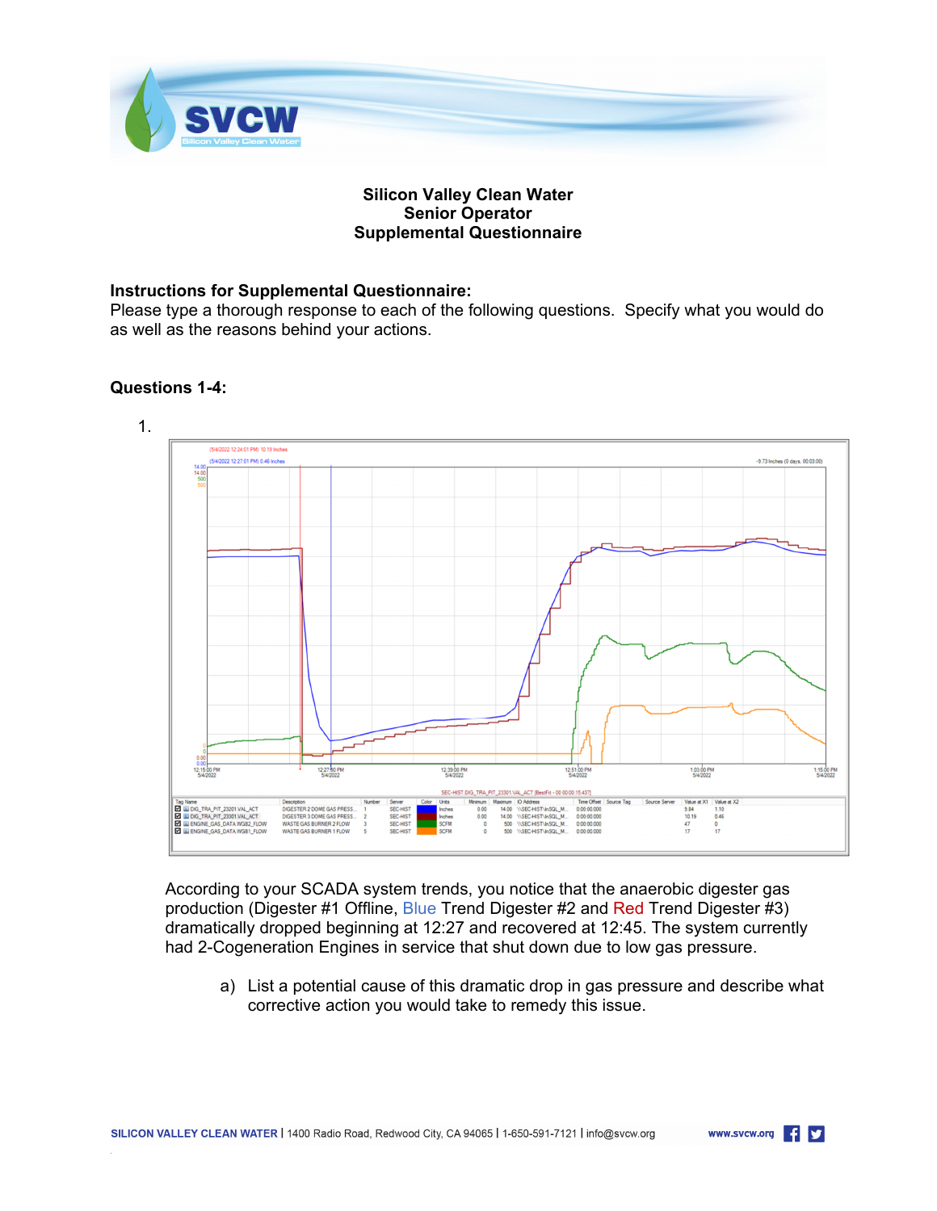**Silicon Valley Clean Water**
**Senior Operator**
**Supplemental Questionnaire**

**Instructions for Supplemental Questionnaire:**
Please type a thorough response to each of the following questions. Specify what you would do as well as the reasons behind your actions.

**Questions 1-4:**

1.

According to your SCADA system trends, you notice that the anaerobic digester gas production (Digester #1 Offline, Blue Trend Digester #2 and Red Trend Digester #3) dramatically dropped beginning at 12:27 and recovered at 12:45. The system currently had 2-Cogeneration Engines in service that shut down due to low gas pressure.

a) List a potential cause of this dramatic drop in gas pressure and describe what corrective action you would take to remedy this issue.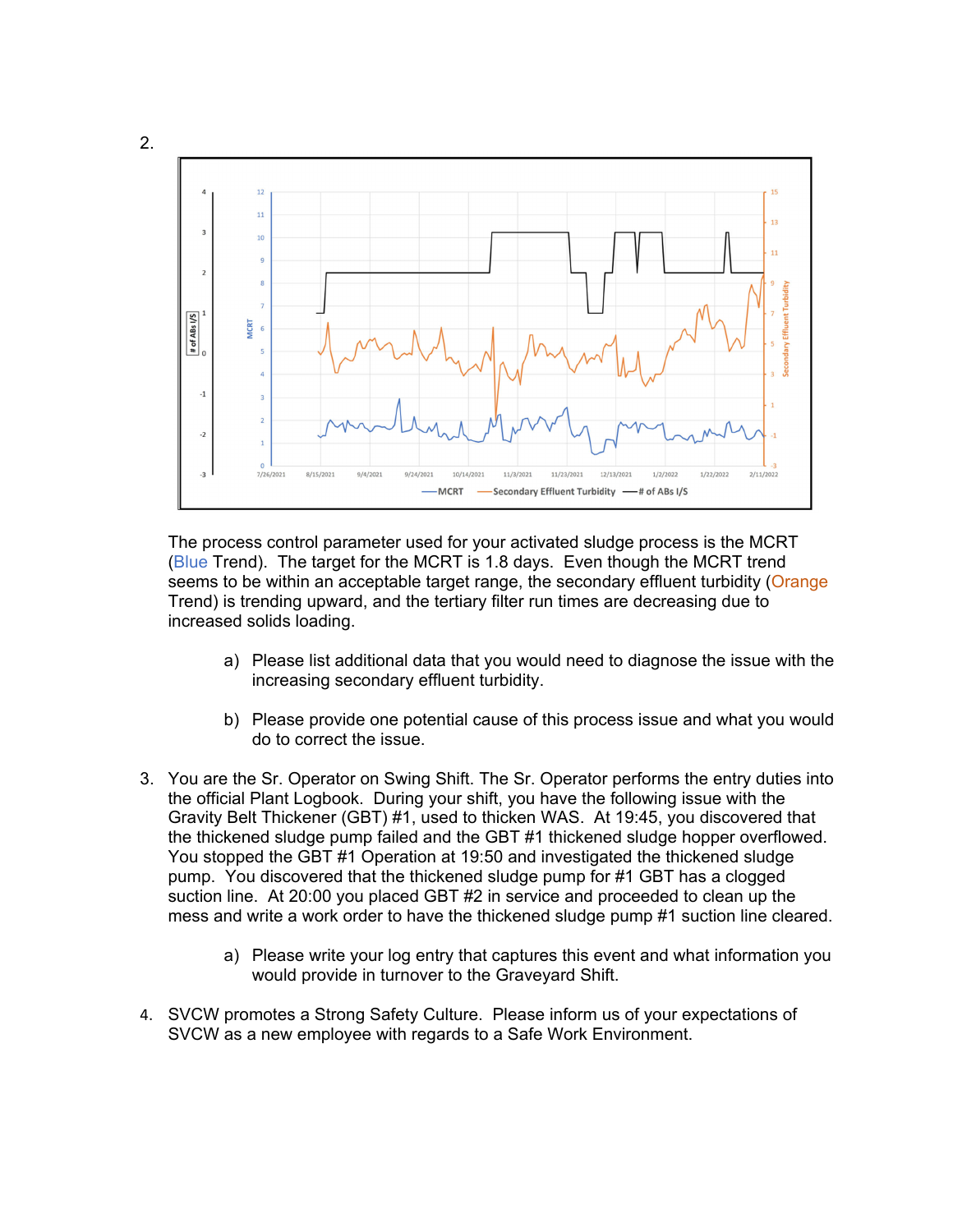2.

# of ABs I/S
4
3
2
1
0
-1
-2
-3

MCRT
12
11
10
9
8
7
6
5
4
3
2
1
0

Secondary Effluent Turbidity
15
13
11
9
7
5
3
1
-1
-3

7/26/2021 8/15/2021 9/4/2021 9/24/2021 10/14/2021 11/3/2021 11/23/2021 12/13/2021 1/2/2022 1/22/2022 2/11/2022

MCRT — Secondary Effluent Turbidity — # of ABs I/S

The process control parameter used for your activated sludge process is the MCRT (Blue Trend). The target for the MCRT is 1.8 days. Even though the MCRT trend seems to be within an acceptable target range, the secondary effluent turbidity (Orange Trend) is trending upward, and the tertiary filter run times are decreasing due to increased solids loading.

a) Please list additional data that you would need to diagnose the issue with the increasing secondary effluent turbidity.

b) Please provide one potential cause of this process issue and what you would do to correct the issue.

3. You are the Sr. Operator on Swing Shift. The Sr. Operator performs the entry duties into the official Plant Logbook. During your shift, you have the following issue with the Gravity Belt Thickener (GBT) #1, used to thicken WAS. At 19:45, you discovered that the thickened sludge pump failed and the GBT #1 thickened sludge hopper overflowed. You stopped the GBT #1 Operation at 19:50 and investigated the thickened sludge pump. You discovered that the thickened sludge pump for #1 GBT has a clogged suction line. At 20:00 you placed GBT #2 in service and proceeded to clean up the mess and write a work order to have the thickened sludge pump #1 suction line cleared.

a) Please write your log entry that captures this event and what information you would provide in turnover to the Graveyard Shift.

4. SVCW promotes a Strong Safety Culture. Please inform us of your expectations of SVCW as a new employee with regards to a Safe Work Environment.